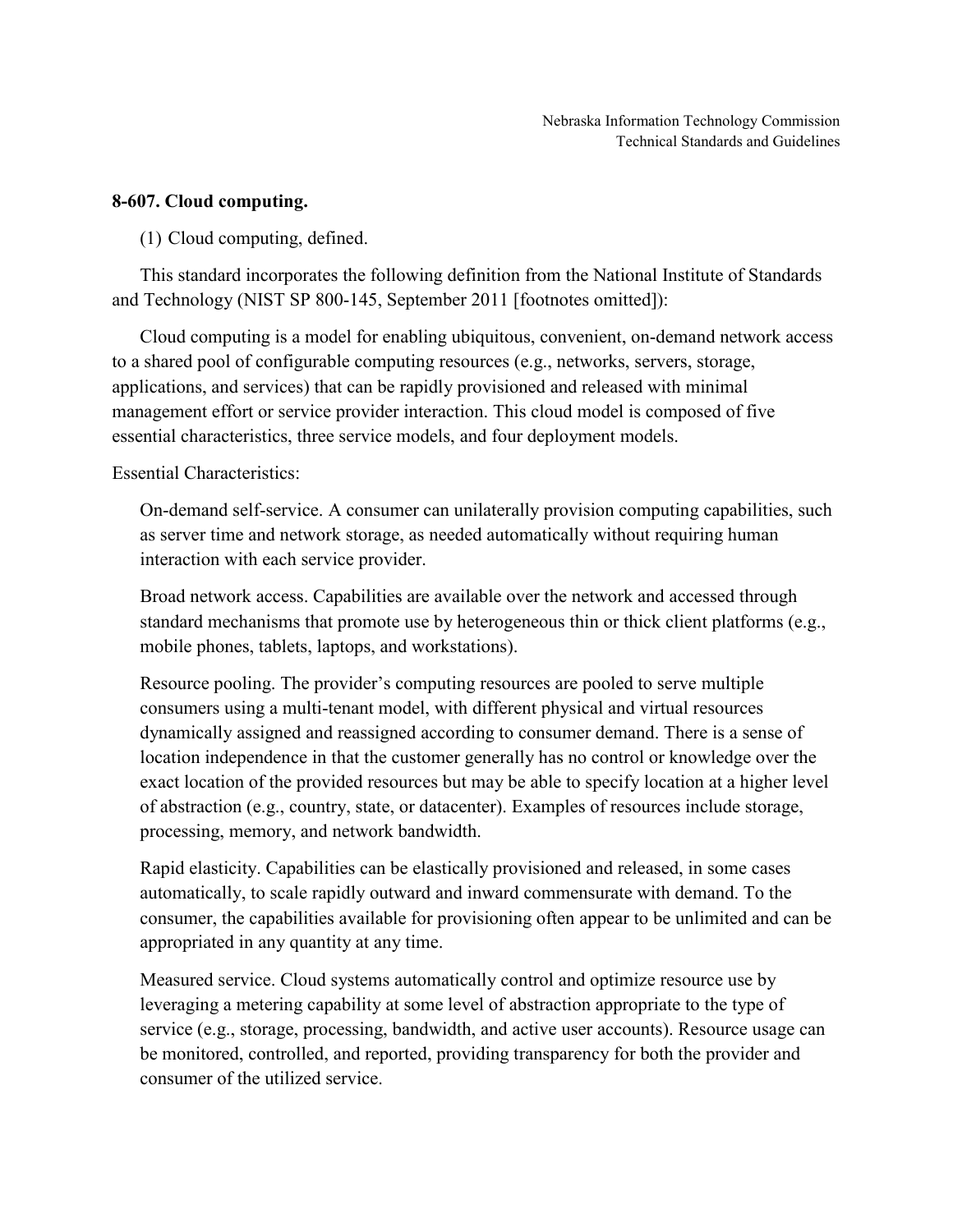## 8-607. Cloud computing.

(1) Cloud computing, defined.

This standard incorporates the following definition from the National Institute of Standards and Technology (NIST SP 800-145, September 2011 [footnotes omitted]):

Cloud computing is a model for enabling ubiquitous, convenient, on-demand network access to a shared pool of configurable computing resources (e.g., networks, servers, storage, applications, and services) that can be rapidly provisioned and released with minimal management effort or service provider interaction. This cloud model is composed of five essential characteristics, three service models, and four deployment models.

Essential Characteristics:

On-demand self-service. A consumer can unilaterally provision computing capabilities, such as server time and network storage, as needed automatically without requiring human interaction with each service provider.

Broad network access. Capabilities are available over the network and accessed through standard mechanisms that promote use by heterogeneous thin or thick client platforms (e.g., mobile phones, tablets, laptops, and workstations).

Resource pooling. The provider's computing resources are pooled to serve multiple consumers using a multi-tenant model, with different physical and virtual resources dynamically assigned and reassigned according to consumer demand. There is a sense of location independence in that the customer generally has no control or knowledge over the exact location of the provided resources but may be able to specify location at a higher level of abstraction (e.g., country, state, or datacenter). Examples of resources include storage, processing, memory, and network bandwidth.

Rapid elasticity. Capabilities can be elastically provisioned and released, in some cases automatically, to scale rapidly outward and inward commensurate with demand. To the consumer, the capabilities available for provisioning often appear to be unlimited and can be appropriated in any quantity at any time.

Measured service. Cloud systems automatically control and optimize resource use by leveraging a metering capability at some level of abstraction appropriate to the type of service (e.g., storage, processing, bandwidth, and active user accounts). Resource usage can be monitored, controlled, and reported, providing transparency for both the provider and consumer of the utilized service.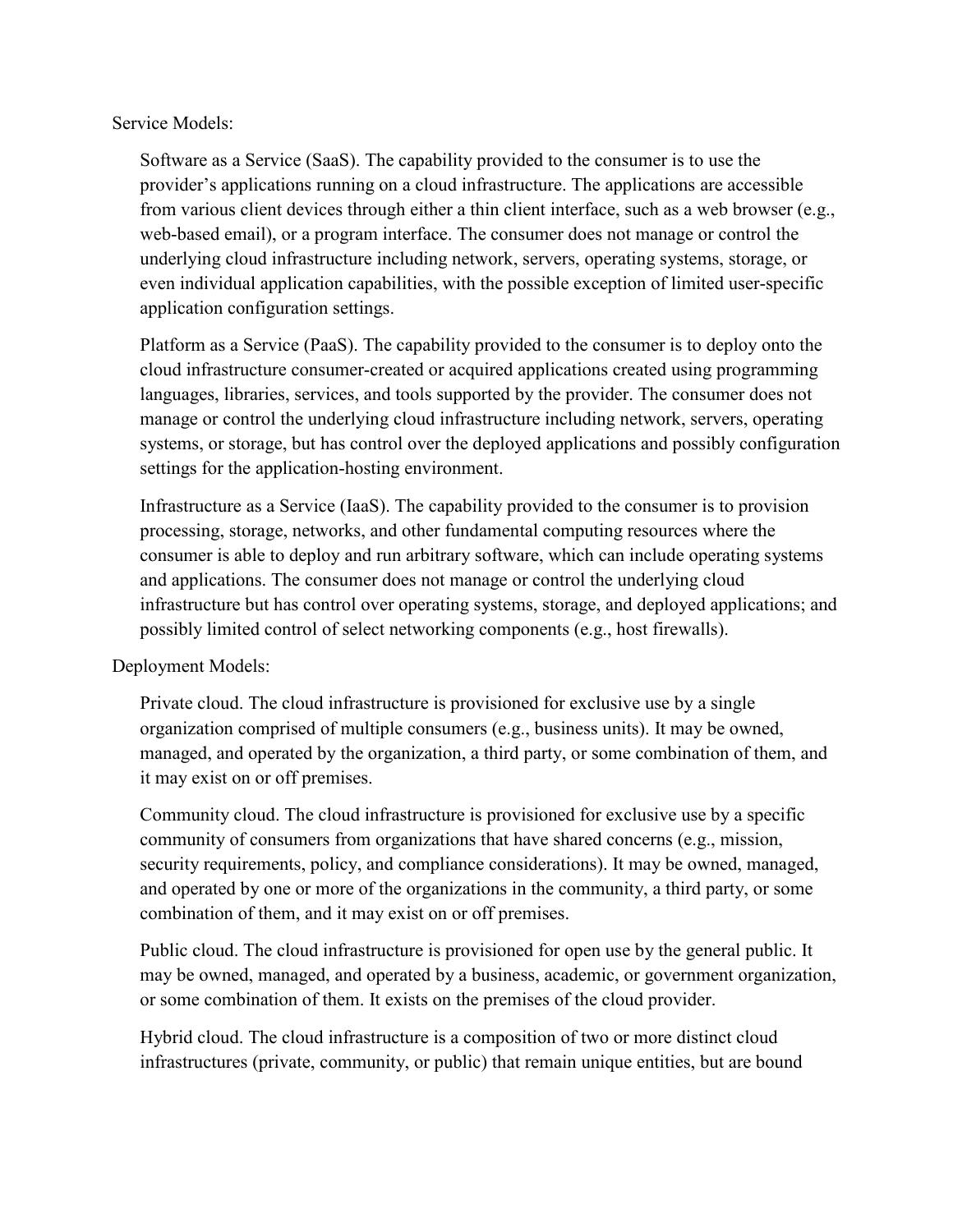Service Models:

Software as a Service (SaaS). The capability provided to the consumer is to use the provider's applications running on a cloud infrastructure. The applications are accessible from various client devices through either a thin client interface, such as a web browser (e.g., web-based email), or a program interface. The consumer does not manage or control the underlying cloud infrastructure including network, servers, operating systems, storage, or even individual application capabilities, with the possible exception of limited user-specific application configuration settings.

Platform as a Service (PaaS). The capability provided to the consumer is to deploy onto the cloud infrastructure consumer-created or acquired applications created using programming languages, libraries, services, and tools supported by the provider. The consumer does not manage or control the underlying cloud infrastructure including network, servers, operating systems, or storage, but has control over the deployed applications and possibly configuration settings for the application-hosting environment.

Infrastructure as a Service (IaaS). The capability provided to the consumer is to provision processing, storage, networks, and other fundamental computing resources where the consumer is able to deploy and run arbitrary software, which can include operating systems and applications. The consumer does not manage or control the underlying cloud infrastructure but has control over operating systems, storage, and deployed applications; and possibly limited control of select networking components (e.g., host firewalls).

Deployment Models:

Private cloud. The cloud infrastructure is provisioned for exclusive use by a single organization comprised of multiple consumers (e.g., business units). It may be owned, managed, and operated by the organization, a third party, or some combination of them, and it may exist on or off premises.

Community cloud. The cloud infrastructure is provisioned for exclusive use by a specific community of consumers from organizations that have shared concerns (e.g., mission, security requirements, policy, and compliance considerations). It may be owned, managed, and operated by one or more of the organizations in the community, a third party, or some combination of them, and it may exist on or off premises.

Public cloud. The cloud infrastructure is provisioned for open use by the general public. It may be owned, managed, and operated by a business, academic, or government organization, or some combination of them. It exists on the premises of the cloud provider.

Hybrid cloud. The cloud infrastructure is a composition of two or more distinct cloud infrastructures (private, community, or public) that remain unique entities, but are bound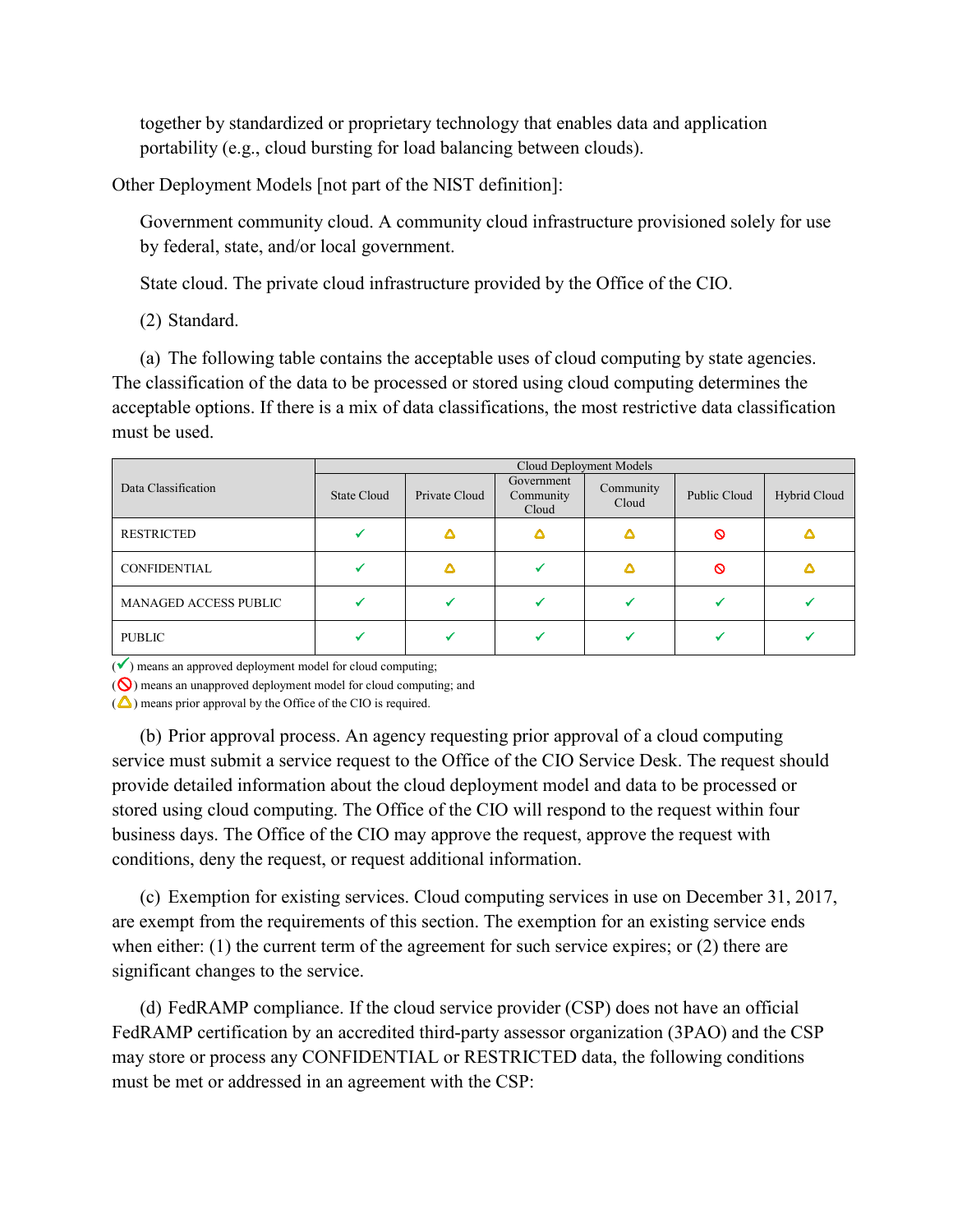together by standardized or proprietary technology that enables data and application portability (e.g., cloud bursting for load balancing between clouds).

Other Deployment Models [not part of the NIST definition]:

Government community cloud. A community cloud infrastructure provisioned solely for use by federal, state, and/or local government.

State cloud. The private cloud infrastructure provided by the Office of the CIO.

(2) Standard.

(a) The following table contains the acceptable uses of cloud computing by state agencies. The classification of the data to be processed or stored using cloud computing determines the acceptable options. If there is a mix of data classifications, the most restrictive data classification must be used.

| Data Classification | Cloud Deployment Models | | | | | |
|---|---|---|---|---|---|---|
| | State Cloud | Private Cloud | Government Community Cloud | Community Cloud | Public Cloud | Hybrid Cloud |
| RESTRICTED | ✓ | △ | △ | △ | 🚫 | △ |
| CONFIDENTIAL | ✓ | △ | ✓ | △ | 🚫 | △ |
| MANAGED ACCESS PUBLIC | ✓ | ✓ | ✓ | ✓ | ✓ | ✓ |
| PUBLIC | ✓ | ✓ | ✓ | ✓ | ✓ | ✓ |

(✓) means an approved deployment model for cloud computing;
(🚫) means an unapproved deployment model for cloud computing; and
(△) means prior approval by the Office of the CIO is required.

(b) Prior approval process. An agency requesting prior approval of a cloud computing service must submit a service request to the Office of the CIO Service Desk. The request should provide detailed information about the cloud deployment model and data to be processed or stored using cloud computing. The Office of the CIO will respond to the request within four business days. The Office of the CIO may approve the request, approve the request with conditions, deny the request, or request additional information.

(c) Exemption for existing services. Cloud computing services in use on December 31, 2017, are exempt from the requirements of this section. The exemption for an existing service ends when either: (1) the current term of the agreement for such service expires; or (2) there are significant changes to the service.

(d) FedRAMP compliance. If the cloud service provider (CSP) does not have an official FedRAMP certification by an accredited third-party assessor organization (3PAO) and the CSP may store or process any CONFIDENTIAL or RESTRICTED data, the following conditions must be met or addressed in an agreement with the CSP: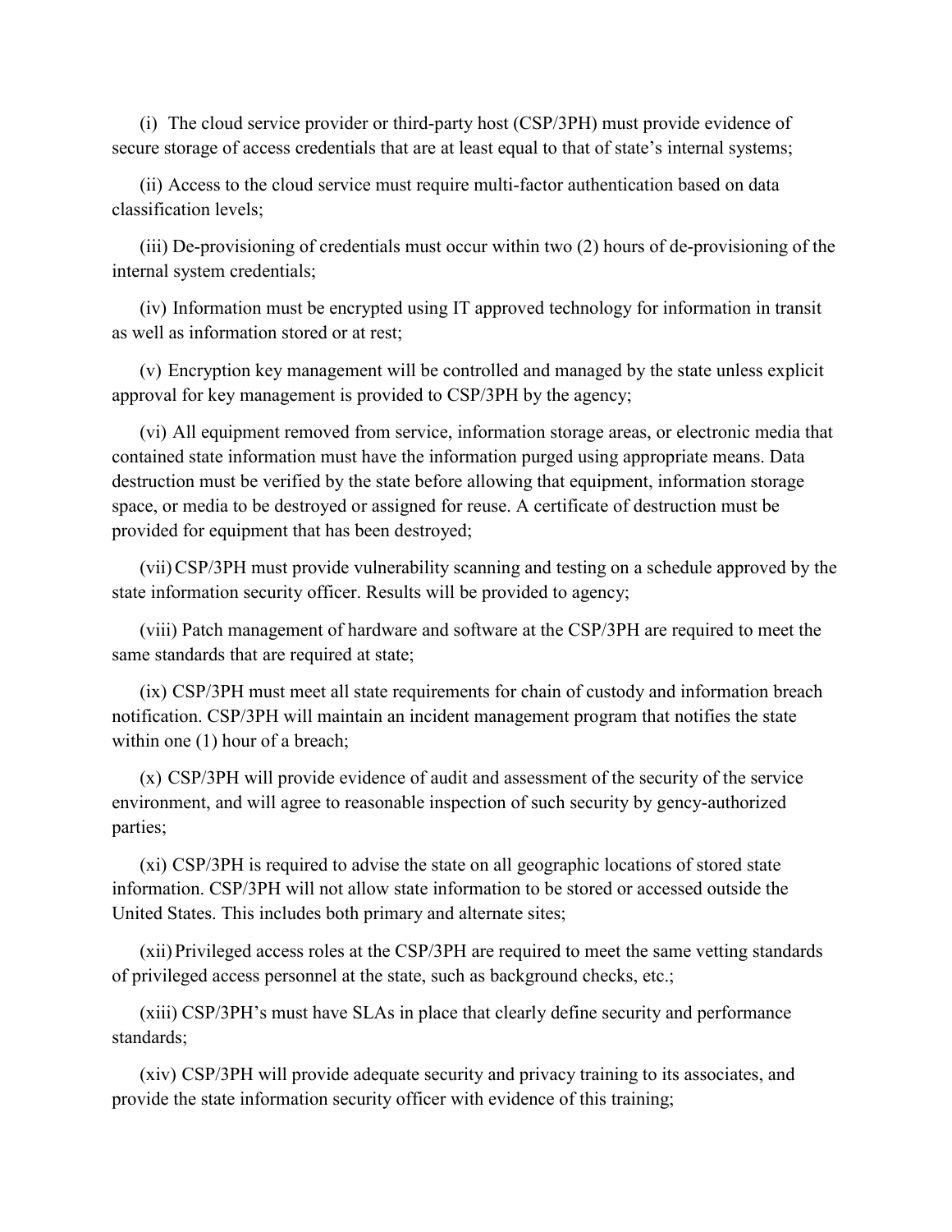(i) The cloud service provider or third-party host (CSP/3PH) must provide evidence of secure storage of access credentials that are at least equal to that of state's internal systems;

(ii) Access to the cloud service must require multi-factor authentication based on data classification levels;

(iii) De-provisioning of credentials must occur within two (2) hours of de-provisioning of the internal system credentials;

(iv) Information must be encrypted using IT approved technology for information in transit as well as information stored or at rest;

(v) Encryption key management will be controlled and managed by the state unless explicit approval for key management is provided to CSP/3PH by the agency;

(vi) All equipment removed from service, information storage areas, or electronic media that contained state information must have the information purged using appropriate means. Data destruction must be verified by the state before allowing that equipment, information storage space, or media to be destroyed or assigned for reuse. A certificate of destruction must be provided for equipment that has been destroyed;

(vii) CSP/3PH must provide vulnerability scanning and testing on a schedule approved by the state information security officer. Results will be provided to agency;

(viii) Patch management of hardware and software at the CSP/3PH are required to meet the same standards that are required at state;

(ix) CSP/3PH must meet all state requirements for chain of custody and information breach notification. CSP/3PH will maintain an incident management program that notifies the state within one (1) hour of a breach;

(x) CSP/3PH will provide evidence of audit and assessment of the security of the service environment, and will agree to reasonable inspection of such security by gency-authorized parties;

(xi) CSP/3PH is required to advise the state on all geographic locations of stored state information. CSP/3PH will not allow state information to be stored or accessed outside the United States. This includes both primary and alternate sites;

(xii) Privileged access roles at the CSP/3PH are required to meet the same vetting standards of privileged access personnel at the state, such as background checks, etc.;

(xiii) CSP/3PH's must have SLAs in place that clearly define security and performance standards;

(xiv) CSP/3PH will provide adequate security and privacy training to its associates, and provide the state information security officer with evidence of this training;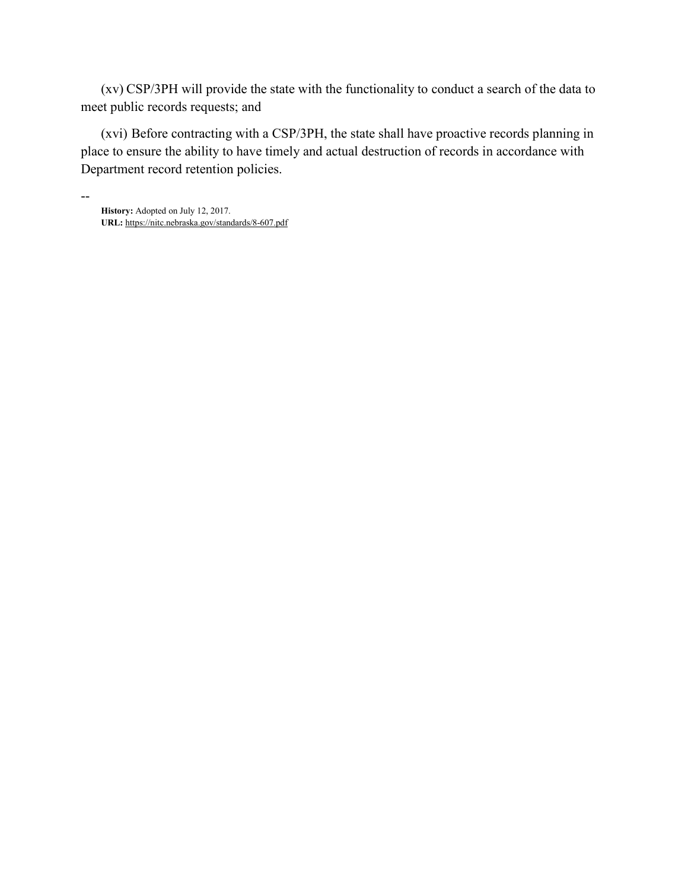(xv) CSP/3PH will provide the state with the functionality to conduct a search of the data to meet public records requests; and

(xvi) Before contracting with a CSP/3PH, the state shall have proactive records planning in place to ensure the ability to have timely and actual destruction of records in accordance with Department record retention policies.

--

**History:** Adopted on July 12, 2017.
**URL:** https://nitc.nebraska.gov/standards/8-607.pdf